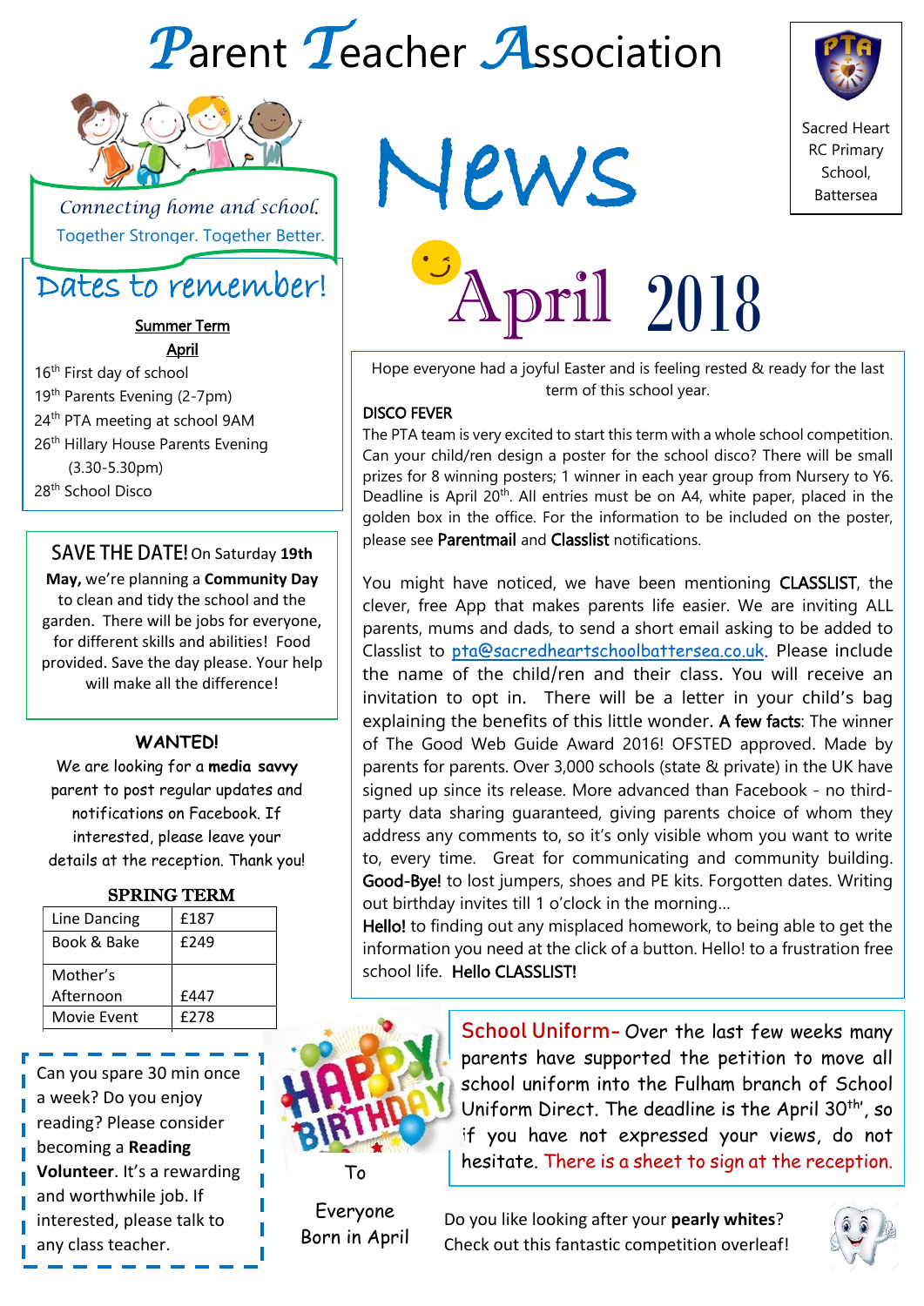# Parent Teacher Association

Sacred Heart RC Primary School, Battersea

*Connecting home and school.*
Together Stronger. Together Better.

# News

# April 2018

## Dates to remember!

**Summer Term**

**April**

16th First day of school
19th Parents Evening (2-7pm)
24th PTA meeting at school 9AM
26th Hillary House Parents Evening (3.30-5.30pm)
28th School Disco

**SAVE THE DATE!** On Saturday **19th May,** we're planning a **Community Day** to clean and tidy the school and the garden. There will be jobs for everyone, for different skills and abilities! Food provided. Save the day please. Your help will make all the difference!

**WANTED!**
We are looking for a **media savvy** parent to post regular updates and notifications on Facebook. If interested, please leave your details at the reception. Thank you!

**SPRING TERM**

| | |
|---|---|
| Line Dancing | £187 |
| Book & Bake | £249 |
| Mother's Afternoon | £447 |
| Movie Event | £278 |

Can you spare 30 min once a week? Do you enjoy reading? Please consider becoming a **Reading Volunteer**. It's a rewarding and worthwhile job. If interested, please talk to any class teacher.

Hope everyone had a joyful Easter and is feeling rested & ready for the last term of this school year.

**DISCO FEVER**

The PTA team is very excited to start this term with a whole school competition. Can your child/ren design a poster for the school disco? There will be small prizes for 8 winning posters; 1 winner in each year group from Nursery to Y6. Deadline is April 20th. All entries must be on A4, white paper, placed in the golden box in the office. For the information to be included on the poster, please see Parentmail and Classlist notifications.

You might have noticed, we have been mentioning CLASSLIST, the clever, free App that makes parents life easier. We are inviting ALL parents, mums and dads, to send a short email asking to be added to Classlist to pta@sacredheartschoolbattersea.co.uk. Please include the name of the child/ren and their class. You will receive an invitation to opt in. There will be a letter in your child's bag explaining the benefits of this little wonder. A few facts: The winner of The Good Web Guide Award 2016! OFSTED approved. Made by parents for parents. Over 3,000 schools (state & private) in the UK have signed up since its release. More advanced than Facebook - no third-party data sharing guaranteed, giving parents choice of whom they address any comments to, so it's only visible whom you want to write to, every time. Great for communicating and community building. Good-Bye! to lost jumpers, shoes and PE kits. Forgotten dates. Writing out birthday invites till 1 o'clock in the morning…
Hello! to finding out any misplaced homework, to being able to get the information you need at the click of a button. Hello! to a frustration free school life. Hello CLASSLIST!

**School Uniform-** Over the last few weeks many parents have supported the petition to move all school uniform into the Fulham branch of School Uniform Direct. The deadline is the April 30th, so if you have not expressed your views, do not hesitate. There is a sheet to sign at the reception.

HAPPY BIRTHDAY To Everyone Born in April

Do you like looking after your **pearly whites**? Check out this fantastic competition overleaf!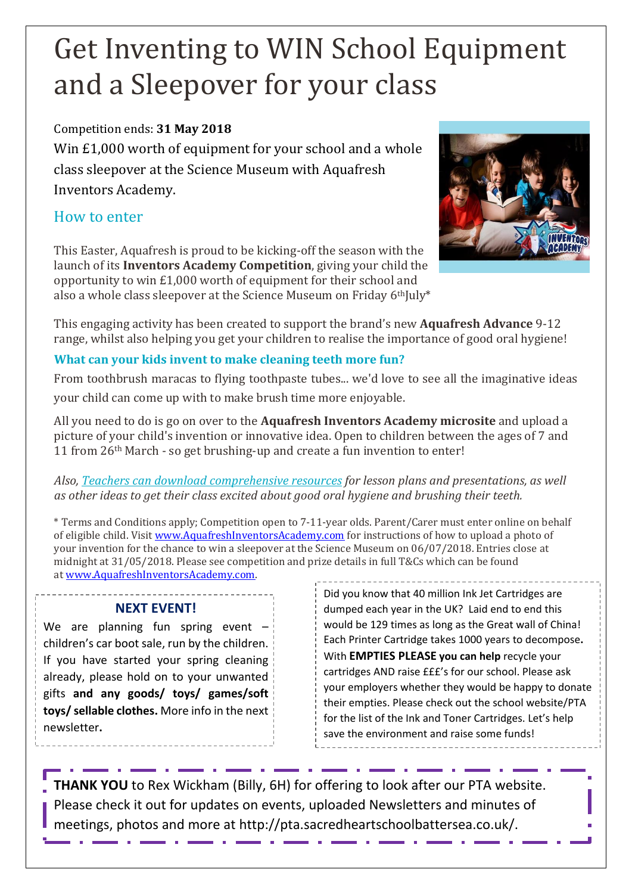# Get Inventing to WIN School Equipment and a Sleepover for your class

Competition ends: **31 May 2018**

Win £1,000 worth of equipment for your school and a whole class sleepover at the Science Museum with Aquafresh Inventors Academy.

## How to enter

This Easter, Aquafresh is proud to be kicking-off the season with the launch of its **Inventors Academy Competition**, giving your child the opportunity to win £1,000 worth of equipment for their school and also a whole class sleepover at the Science Museum on Friday 6thJuly*

This engaging activity has been created to support the brand's new **Aquafresh Advance** 9-12 range, whilst also helping you get your children to realise the importance of good oral hygiene!

### What can your kids invent to make cleaning teeth more fun?

From toothbrush maracas to flying toothpaste tubes... we'd love to see all the imaginative ideas your child can come up with to make brush time more enjoyable.

All you need to do is go on over to the **Aquafresh Inventors Academy microsite** and upload a picture of your child's invention or innovative idea. Open to children between the ages of 7 and 11 from 26th March - so get brushing-up and create a fun invention to enter!

*Also, Teachers can download comprehensive resources for lesson plans and presentations, as well as other ideas to get their class excited about good oral hygiene and brushing their teeth.*

* Terms and Conditions apply; Competition open to 7-11-year olds. Parent/Carer must enter online on behalf of eligible child. Visit www.AquafreshInventorsAcademy.com for instructions of how to upload a photo of your invention for the chance to win a sleepover at the Science Museum on 06/07/2018. Entries close at midnight at 31/05/2018. Please see competition and prize details in full T&Cs which can be found at www.AquafreshInventorsAcademy.com.

## NEXT EVENT!

We are planning fun spring event – children's car boot sale, run by the children. If you have started your spring cleaning already, please hold on to your unwanted gifts **and any goods/ toys/ games/soft toys/ sellable clothes.** More info in the next newsletter**.**

Did you know that 40 million Ink Jet Cartridges are dumped each year in the UK? Laid end to end this would be 129 times as long as the Great wall of China! Each Printer Cartridge takes 1000 years to decompose**.** With **EMPTIES PLEASE you can help** recycle your cartridges AND raise £££'s for our school. Please ask your employers whether they would be happy to donate their empties. Please check out the school website/PTA for the list of the Ink and Toner Cartridges. Let's help save the environment and raise some funds!

**THANK YOU** to Rex Wickham (Billy, 6H) for offering to look after our PTA website. Please check it out for updates on events, uploaded Newsletters and minutes of meetings, photos and more at http://pta.sacredheartschoolbattersea.co.uk/.